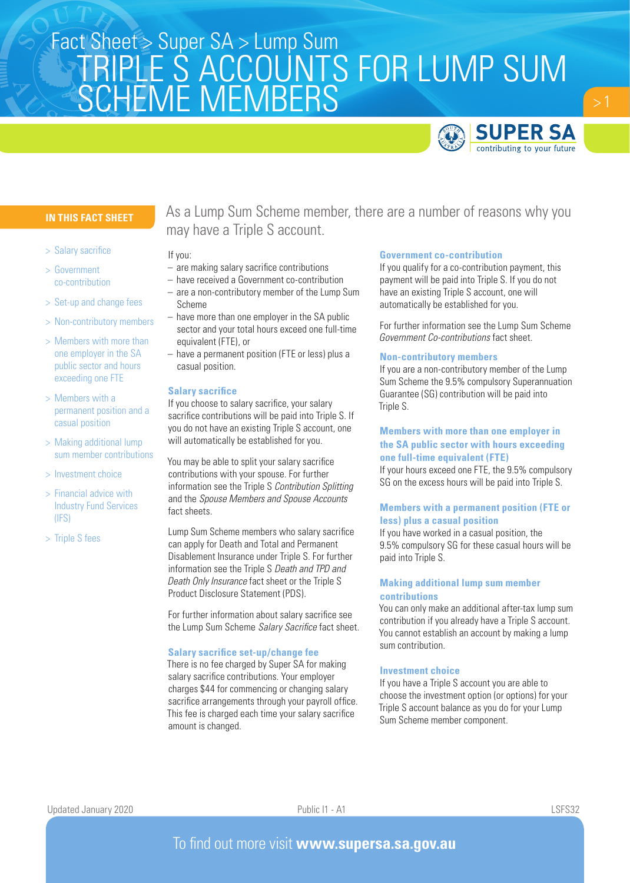Fact Sheet > Super SA > Lump Sum

# TRIPLE S ACCOUNTS FOR LUMP SUM SCHEME MEMBERS

**IN THIS FACT SHEET**

- Salary sacrifice
- Government co-contribution
- Set-up and change fees
- Non-contributory members
- Members with more than one employer in the SA public sector and hours exceeding one FTE
- Members with a permanent position and a casual position
- Making additional lump sum member contributions
- Investment choice
- Financial advice with Industry Fund Services (IFS)
- Triple S fees

As a Lump Sum Scheme member, there are a number of reasons why you may have a Triple S account.

If you:

- are making salary sacrifice contributions
- have received a Government co-contribution
- are a non-contributory member of the Lump Sum Scheme
- have more than one employer in the SA public sector and your total hours exceed one full-time equivalent (FTE), or
- have a permanent position (FTE or less) plus a casual position.

## Salary sacrifice

If you choose to salary sacrifice, your salary sacrifice contributions will be paid into Triple S. If you do not have an existing Triple S account, one will automatically be established for you.

You may be able to split your salary sacrifice contributions with your spouse. For further information see the Triple S *Contribution Splitting* and the *Spouse Members and Spouse Accounts* fact sheets.

Lump Sum Scheme members who salary sacrifice can apply for Death and Total and Permanent Disablement Insurance under Triple S. For further information see the Triple S *Death and TPD and Death Only Insurance* fact sheet or the Triple S Product Disclosure Statement (PDS).

For further information about salary sacrifice see the Lump Sum Scheme *Salary Sacrifice* fact sheet.

## Salary sacrifice set-up/change fee

There is no fee charged by Super SA for making salary sacrifice contributions. Your employer charges $44 for commencing or changing salary sacrifice arrangements through your payroll office. This fee is charged each time your salary sacrifice amount is changed.

## Government co-contribution

If you qualify for a co-contribution payment, this payment will be paid into Triple S. If you do not have an existing Triple S account, one will automatically be established for you.

For further information see the Lump Sum Scheme *Government Co-contributions* fact sheet.

## Non-contributory members

If you are a non-contributory member of the Lump Sum Scheme the 9.5% compulsory Superannuation Guarantee (SG) contribution will be paid into Triple S.

## Members with more than one employer in the SA public sector with hours exceeding one full-time equivalent (FTE)

If your hours exceed one FTE, the 9.5% compulsory SG on the excess hours will be paid into Triple S.

## Members with a permanent position (FTE or less) plus a casual position

If you have worked in a casual position, the 9.5% compulsory SG for these casual hours will be paid into Triple S.

## Making additional lump sum member contributions

You can only make an additional after-tax lump sum contribution if you already have a Triple S account. You cannot establish an account by making a lump sum contribution.

## Investment choice

If you have a Triple S account you are able to choose the investment option (or options) for your Triple S account balance as you do for your Lump Sum Scheme member component.

Updated January 2020 | Public I1 - A1 | LSFS32

To find out more visit **www.supersa.sa.gov.au**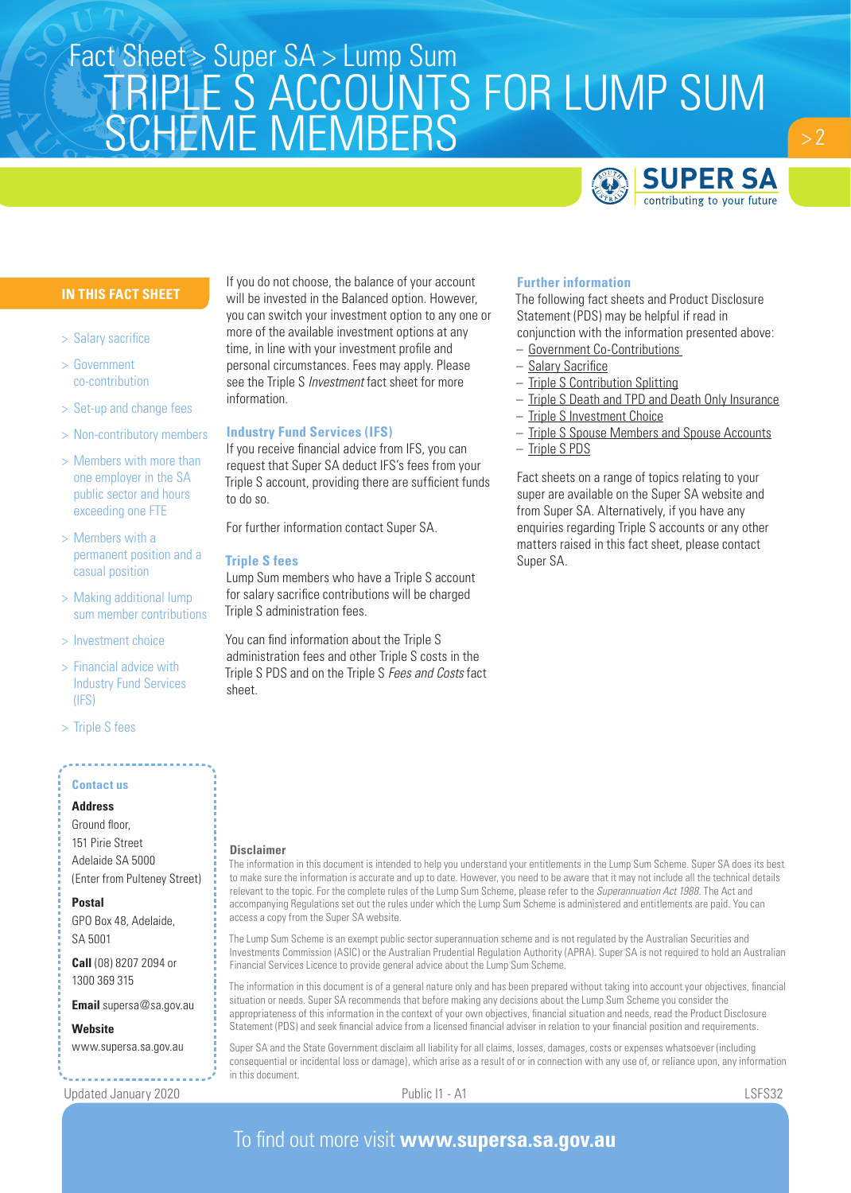# Fact Sheet > Super SA > Lump Sum
# TRIPLE S ACCOUNTS FOR LUMP SUM SCHEME MEMBERS

## IN THIS FACT SHEET

- > Salary sacrifice
- > Government co-contribution
- > Set-up and change fees
- > Non-contributory members
- > Members with more than one employer in the SA public sector and hours exceeding one FTE
- > Members with a permanent position and a casual position
- > Making additional lump sum member contributions
- > Investment choice
- > Financial advice with Industry Fund Services (IFS)
- > Triple S fees

### Contact us

**Address**
Ground floor,
151 Pirie Street
Adelaide SA 5000
(Enter from Pulteney Street)

**Postal**
GPO Box 48, Adelaide,
SA 5001

**Call** (08) 8207 2094 or
1300 369 315

**Email** supersa@sa.gov.au

**Website**
www.supersa.sa.gov.au

If you do not choose, the balance of your account will be invested in the Balanced option. However, you can switch your investment option to any one or more of the available investment options at any time, in line with your investment profile and personal circumstances. Fees may apply. Please see the Triple S *Investment* fact sheet for more information.

### Industry Fund Services (IFS)

If you receive financial advice from IFS, you can request that Super SA deduct IFS's fees from your Triple S account, providing there are sufficient funds to do so.

For further information contact Super SA.

### Triple S fees

Lump Sum members who have a Triple S account for salary sacrifice contributions will be charged Triple S administration fees.

You can find information about the Triple S administration fees and other Triple S costs in the Triple S PDS and on the Triple S *Fees and Costs* fact sheet.

### Further information

The following fact sheets and Product Disclosure Statement (PDS) may be helpful if read in conjunction with the information presented above:

- Government Co-Contributions
- Salary Sacrifice
- Triple S Contribution Splitting
- Triple S Death and TPD and Death Only Insurance
- Triple S Investment Choice
- Triple S Spouse Members and Spouse Accounts
- Triple S PDS

Fact sheets on a range of topics relating to your super are available on the Super SA website and from Super SA. Alternatively, if you have any enquiries regarding Triple S accounts or any other matters raised in this fact sheet, please contact Super SA.

**Disclaimer**

The information in this document is intended to help you understand your entitlements in the Lump Sum Scheme. Super SA does its best to make sure the information is accurate and up to date. However, you need to be aware that it may not include all the technical details relevant to the topic. For the complete rules of the Lump Sum Scheme, please refer to the *Superannuation Act 1988*. The Act and accompanying Regulations set out the rules under which the Lump Sum Scheme is administered and entitlements are paid. You can access a copy from the Super SA website.

The Lump Sum Scheme is an exempt public sector superannuation scheme and is not regulated by the Australian Securities and Investments Commission (ASIC) or the Australian Prudential Regulation Authority (APRA). Super SA is not required to hold an Australian Financial Services Licence to provide general advice about the Lump Sum Scheme.

The information in this document is of a general nature only and has been prepared without taking into account your objectives, financial situation or needs. Super SA recommends that before making any decisions about the Lump Sum Scheme you consider the appropriateness of this information in the context of your own objectives, financial situation and needs, read the Product Disclosure Statement (PDS) and seek financial advice from a licensed financial adviser in relation to your financial position and requirements.

Super SA and the State Government disclaim all liability for all claims, losses, damages, costs or expenses whatsoever (including consequential or incidental loss or damage), which arise as a result of or in connection with any use of, or reliance upon, any information in this document.

Updated January 2020 | Public I1 - A1 | LSFS32

To find out more visit **www.supersa.sa.gov.au**